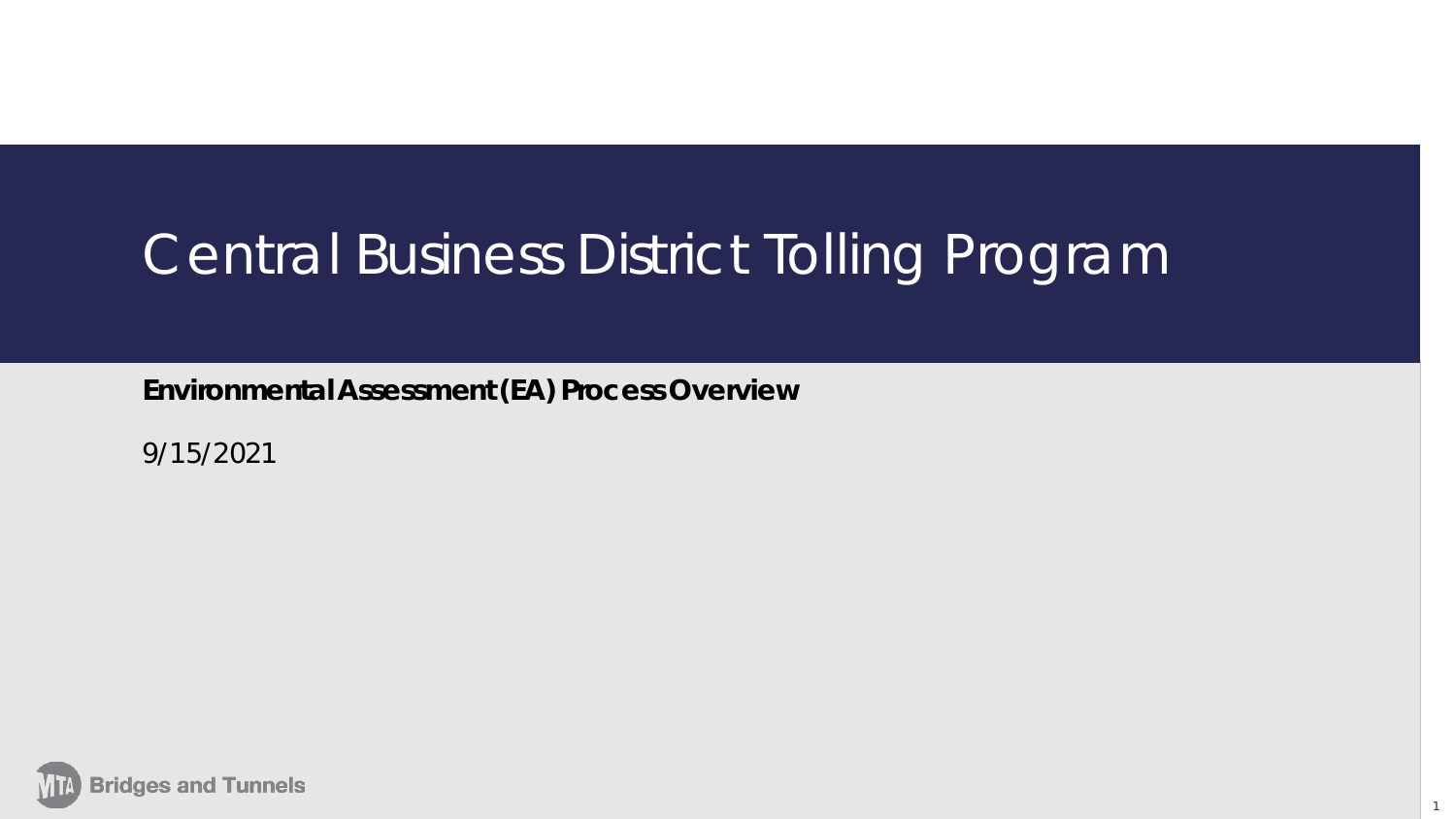# Central Business District Tolling Program

**Environmental Assessment (EA) Process Overview**

9/15/2021

MTA Bridges and Tunnels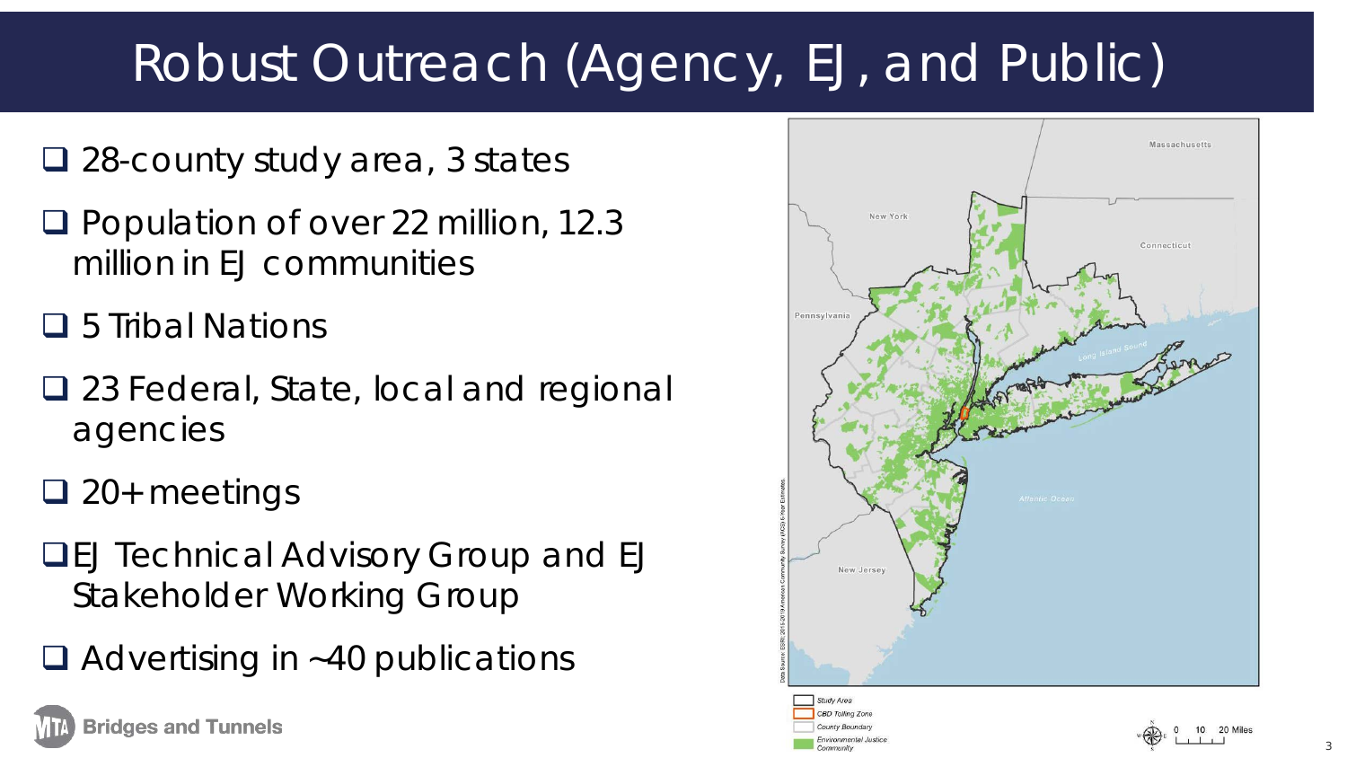# Robust Outreach (Agency, EJ, and Public)

- 28-county study area, 3 states
- Population of over 22 million, 12.3 million in EJ communities
- 5 Tribal Nations
- 23 Federal, State, local and regional agencies
- 20+ meetings
- EJ Technical Advisory Group and EJ Stakeholder Working Group
- Advertising in ~40 publications

Massachusetts

New York

Connecticut

Pennsylvania

Long Island Sound

Atlantic Ocean

New Jersey

Data Source: ESRI; 2015-2019 American Community Survey (ACS) 5-Year Estimates.

Study Area

CBD Tolling Zone

County Boundary

Environmental Justice Community

0 10 20 Miles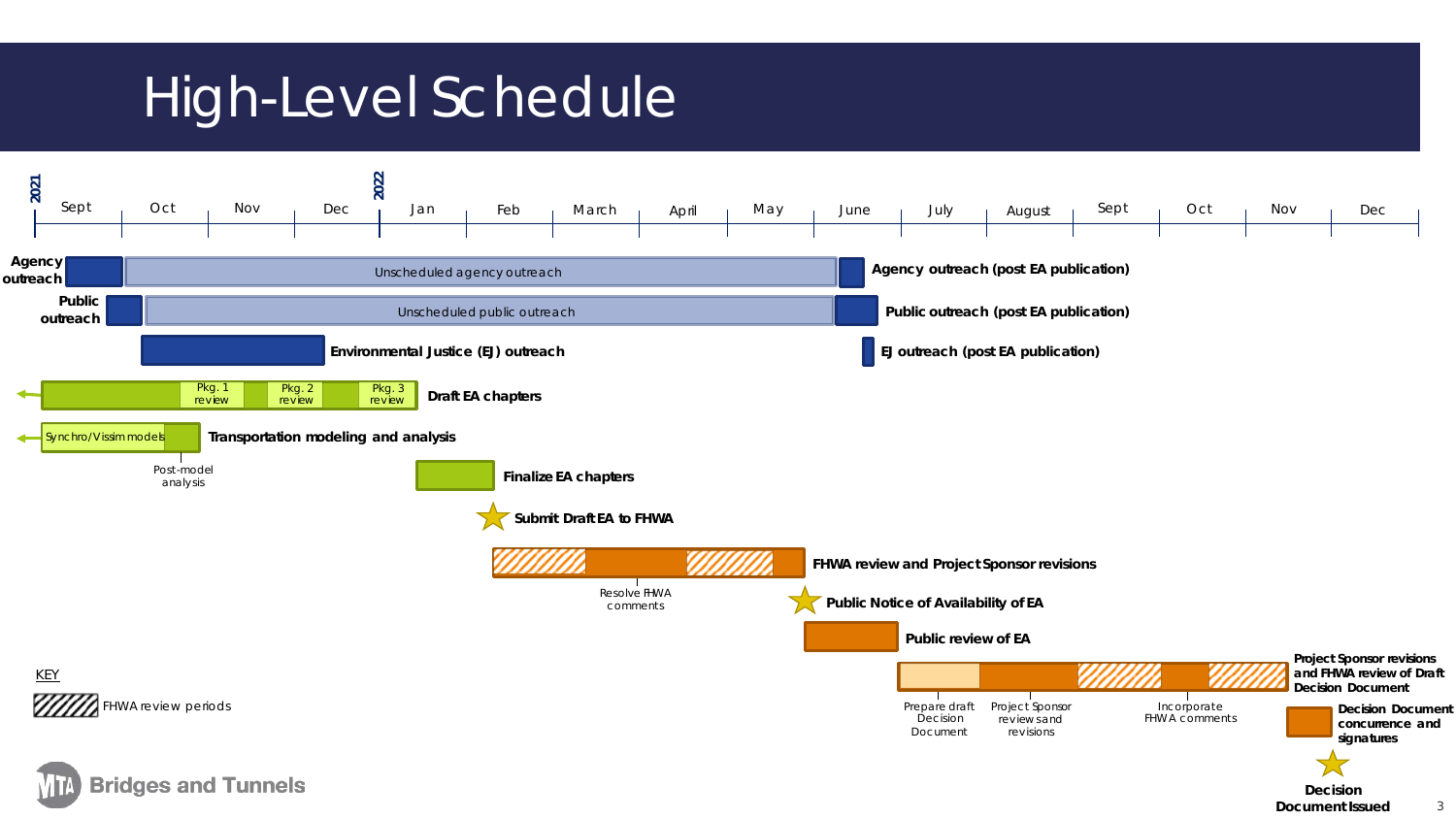# High-Level Schedule

**2021**: Sept | Oct | Nov | Dec
**2022**: Jan | Feb | March | April | May | June | July | August | Sept | Oct | Nov | Dec

- **Agency outreach** — Unscheduled agency outreach — **Agency outreach (post EA publication)**
- **Public outreach** — Unscheduled public outreach — **Public outreach (post EA publication)**
- **Environmental Justice (EJ) outreach** — **EJ outreach (post EA publication)**
- **Draft EA chapters** — Pkg. 1 review, Pkg. 2 review, Pkg. 3 review
- **Transportation modeling and analysis** — Synchro/Vissim models, Post-model analysis
- **Finalize EA chapters**
- **Submit Draft EA to FHWA**
- **FHWA review and Project Sponsor revisions** — Resolve FHWA comments
- **Public Notice of Availability of EA**
- **Public review of EA**
- **Project Sponsor revisions and FHWA review of Draft Decision Document** — Prepare draft Decision Document, Project Sponsor reviews and revisions, Incorporate FHWA comments
- **Decision Document concurrence and signatures**
- **Decision Document Issued**

KEY

FHWA review periods

Bridges and Tunnels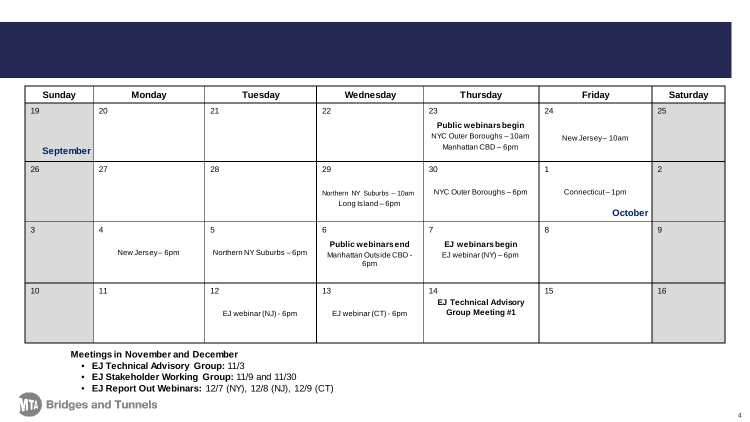| Sunday | Monday | Tuesday | Wednesday | Thursday | Friday | Saturday |
|---|---|---|---|---|---|---|
| 19 **September** | 20 | 21 | 22 | 23 **Public webinars begin** NYC Outer Boroughs – 10am Manhattan CBD – 6pm | 24 New Jersey – 10am | 25 |
| 26 | 27 | 28 | 29 Northern NY Suburbs – 10am Long Island – 6pm | 30 NYC Outer Boroughs – 6pm | 1 Connecticut – 1pm **October** | 2 |
| 3 | 4 New Jersey – 6pm | 5 Northern NY Suburbs – 6pm | 6 **Public webinars end** Manhattan Outside CBD - 6pm | 7 **EJ webinars begin** EJ webinar (NY) – 6pm | 8 | 9 |
| 10 | 11 | 12 EJ webinar (NJ) - 6pm | 13 EJ webinar (CT) - 6pm | 14 **EJ Technical Advisory Group Meeting #1** | 15 | 16 |

**Meetings in November and December**

- **EJ Technical Advisory Group:** 11/3
- **EJ Stakeholder Working Group:** 11/9 and 11/30
- **EJ Report Out Webinars:** 12/7 (NY), 12/8 (NJ), 12/9 (CT)

MTA Bridges and Tunnels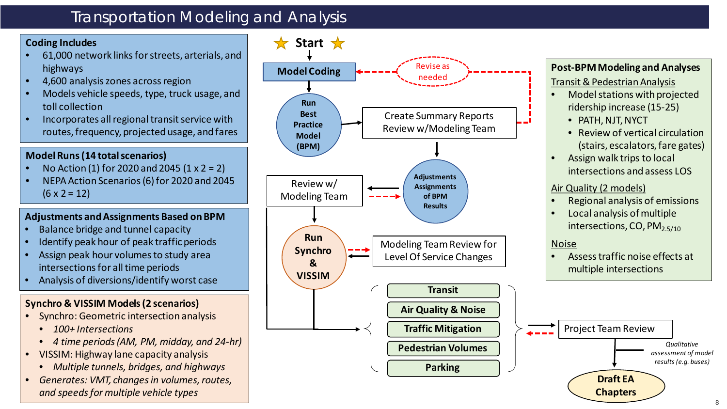# Transportation Modeling and Analysis

**Coding Includes**

- 61,000 network links for streets, arterials, and highways
- 4,600 analysis zones across region
- Models vehicle speeds, type, truck usage, and toll collection
- Incorporates all regional transit service with routes, frequency, projected usage, and fares

**Model Runs (14 total scenarios)**

- No Action (1) for 2020 and 2045 (1 x 2 = 2)
- NEPA Action Scenarios (6) for 2020 and 2045 (6 x 2 = 12)

**Adjustments and Assignments Based on BPM**

- Balance bridge and tunnel capacity
- Identify peak hour of peak traffic periods
- Assign peak hour volumes to study area intersections for all time periods
- Analysis of diversions/identify worst case

**Synchro & VISSIM Models (2 scenarios)**

- Synchro: Geometric intersection analysis
  - *100+ Intersections*
  - *4 time periods (AM, PM, midday, and 24-hr)*
- VISSIM: Highway lane capacity analysis
  - *Multiple tunnels, bridges, and highways*
- *Generates: VMT, changes in volumes, routes, and speeds for multiple vehicle types*

**Start**

**Model Coding**

Revise as needed

**Run Best Practice Model (BPM)**

Create Summary Reports Review w/Modeling Team

**Adjustments Assignments of BPM Results**

Review w/ Modeling Team

**Run Synchro & VISSIM**

Modeling Team Review for Level Of Service Changes

**Transit**

**Air Quality & Noise**

**Traffic Mitigation**

**Pedestrian Volumes**

**Parking**

Project Team Review

*Qualitative assessment of model results (e.g. buses)*

**Draft EA Chapters**

**Post-BPM Modeling and Analyses**

Transit & Pedestrian Analysis

- Model stations with projected ridership increase (15-25)
  - PATH, NJT, NYCT
  - Review of vertical circulation (stairs, escalators, fare gates)
- Assign walk trips to local intersections and assess LOS

Air Quality (2 models)

- Regional analysis of emissions
- Local analysis of multiple intersections, CO, $PM_{2.5/10}$

Noise

- Assess traffic noise effects at multiple intersections